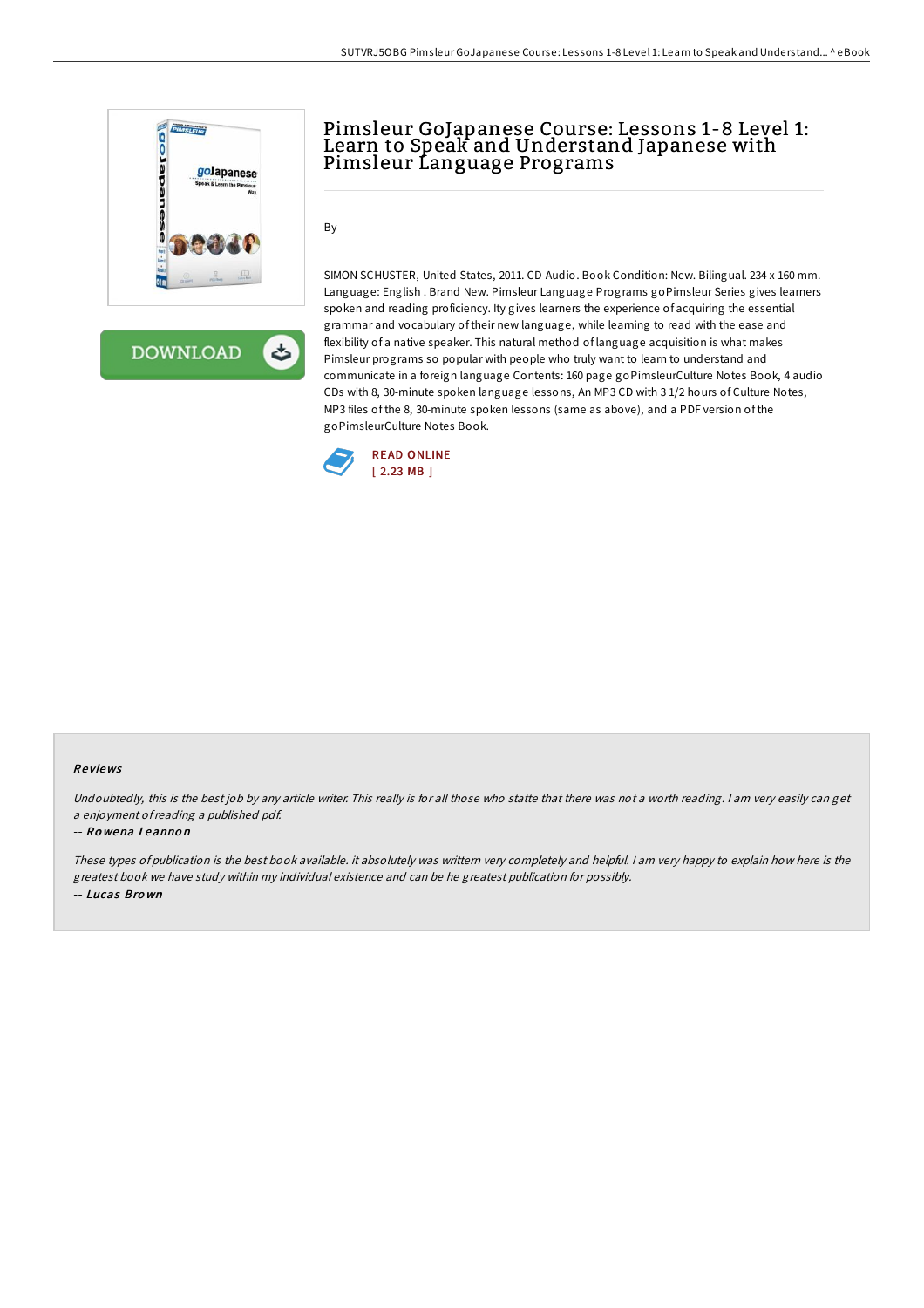# Pimsleur GoJapanese Course: Lessons 1-8 Level 1: Learn to Speak and Understand Japanese with Pimsleur Language Programs

By -

SIMON SCHUSTER, United States, 2011. CD-Audio. Book Condition: New. Bilingual. 234 x 160 mm. Language: English . Brand New. Pimsleur Language Programs goPimsleur Series gives learners spoken and reading proficiency. Ity gives learners the experience of acquiring the essential grammar and vocabulary of their new language, while learning to read with the ease and flexibility of a native speaker. This natural method of language acquisition is what makes Pimsleur programs so popular with people who truly want to learn to understand and communicate in a foreign language Contents: 160 page goPimsleurCulture Notes Book, 4 audio CDs with 8, 30-minute spoken language lessons, An MP3 CD with 3 1/2 hours of Culture Notes, MP3 files of the 8, 30-minute spoken lessons (same as above), and a PDF version of the goPimsleurCulture Notes Book.

READ ONLINE
[ 2.23 MB ]

### Reviews

*Undoubtedly, this is the best job by any article writer. This really is for all those who statte that there was not a worth reading. I am very easily can get a enjoyment of reading a published pdf.*

-- *Rowena Leannon*

*These types of publication is the best book available. it absolutely was writtern very completely and helpful. I am very happy to explain how here is the greatest book we have study within my individual existence and can be he greatest publication for possibly.*

-- *Lucas Brown*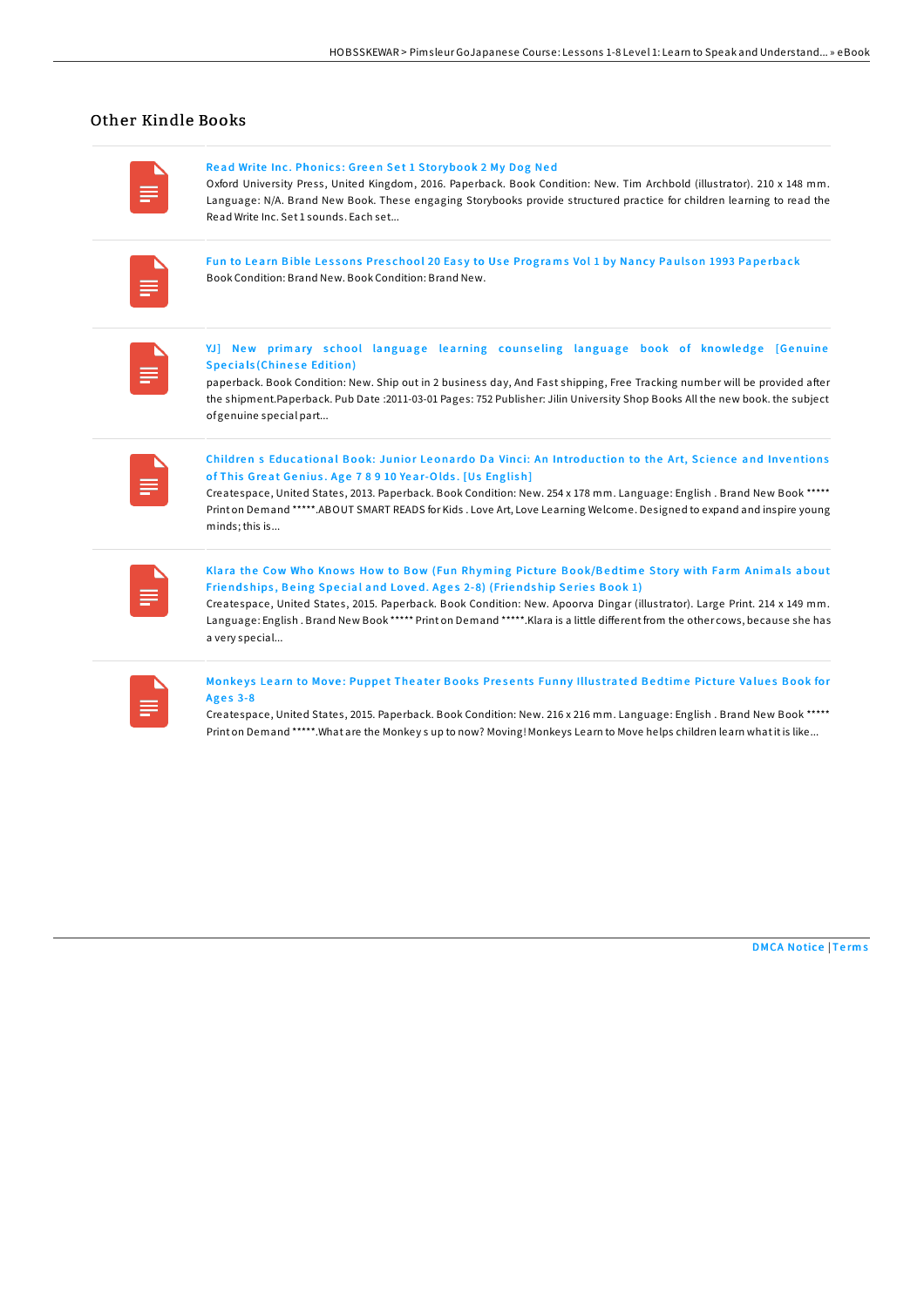## Other Kindle Books

**Read Write Inc. Phonics: Green Set 1 Storybook 2 My Dog Ned**

Oxford University Press, United Kingdom, 2016. Paperback. Book Condition: New. Tim Archbold (illustrator). 210 x 148 mm. Language: N/A. Brand New Book. These engaging Storybooks provide structured practice for children learning to read the Read Write Inc. Set 1 sounds. Each set...

**Fun to Learn Bible Lessons Preschool 20 Easy to Use Programs Vol 1 by Nancy Paulson 1993 Paperback**

Book Condition: Brand New. Book Condition: Brand New.

**YJ] New primary school language learning counseling language book of knowledge [Genuine Specials(Chinese Edition)**

paperback. Book Condition: New. Ship out in 2 business day, And Fast shipping, Free Tracking number will be provided after the shipment.Paperback. Pub Date :2011-03-01 Pages: 752 Publisher: Jilin University Shop Books All the new book. the subject of genuine special part...

**Children s Educational Book: Junior Leonardo Da Vinci: An Introduction to the Art, Science and Inventions of This Great Genius. Age 7 8 9 10 Year-Olds. [Us English]**

Createspace, United States, 2013. Paperback. Book Condition: New. 254 x 178 mm. Language: English . Brand New Book ***** Print on Demand *****.ABOUT SMART READS for Kids . Love Art, Love Learning Welcome. Designed to expand and inspire young minds; this is...

**Klara the Cow Who Knows How to Bow (Fun Rhyming Picture Book/Bedtime Story with Farm Animals about Friendships, Being Special and Loved. Ages 2-8) (Friendship Series Book 1)**

Createspace, United States, 2015. Paperback. Book Condition: New. Apoorva Dingar (illustrator). Large Print. 214 x 149 mm. Language: English . Brand New Book ***** Print on Demand *****.Klara is a little different from the other cows, because she has a very special...

**Monkeys Learn to Move: Puppet Theater Books Presents Funny Illustrated Bedtime Picture Values Book for Ages 3-8**

Createspace, United States, 2015. Paperback. Book Condition: New. 216 x 216 mm. Language: English . Brand New Book ***** Print on Demand *****.What are the Monkey s up to now? Moving! Monkeys Learn to Move helps children learn what it is like...

DMCA Notice | Terms